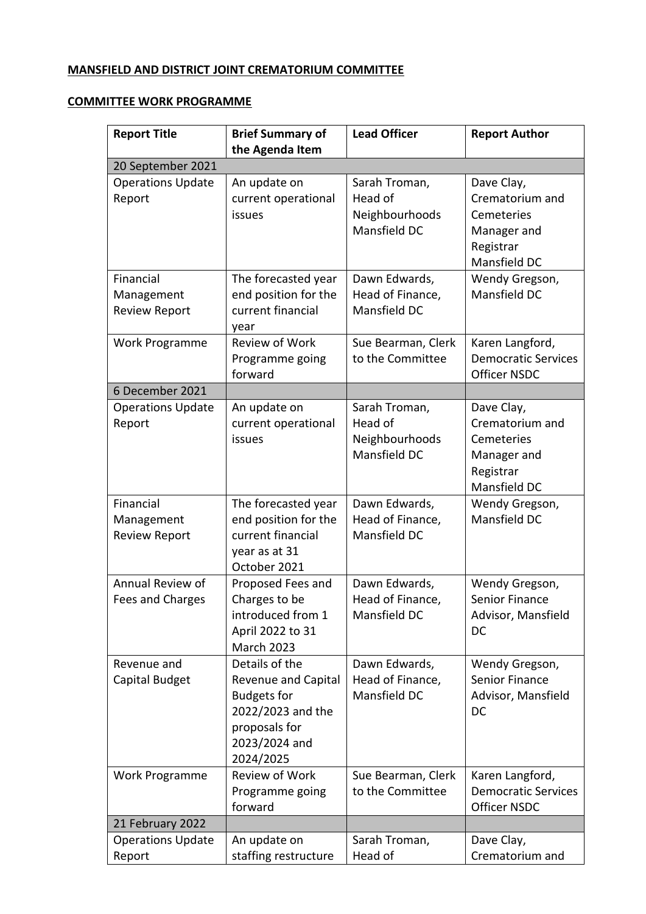**MANSFIELD AND DISTRICT JOINT CREMATORIUM COMMITTEE**

**COMMITTEE WORK PROGRAMME**

| Report Title | Brief Summary of the Agenda Item | Lead Officer | Report Author |
|---|---|---|---|
| 20 September 2021 | | | |
| Operations Update Report | An update on current operational issues | Sarah Troman, Head of Neighbourhoods Mansfield DC | Dave Clay, Crematorium and Cemeteries Manager and Registrar Mansfield DC |
| Financial Management Review Report | The forecasted year end position for the current financial year | Dawn Edwards, Head of Finance, Mansfield DC | Wendy Gregson, Mansfield DC |
| Work Programme | Review of Work Programme going forward | Sue Bearman, Clerk to the Committee | Karen Langford, Democratic Services Officer NSDC |
| 6 December 2021 | | | |
| Operations Update Report | An update on current operational issues | Sarah Troman, Head of Neighbourhoods Mansfield DC | Dave Clay, Crematorium and Cemeteries Manager and Registrar Mansfield DC |
| Financial Management Review Report | The forecasted year end position for the current financial year as at 31 October 2021 | Dawn Edwards, Head of Finance, Mansfield DC | Wendy Gregson, Mansfield DC |
| Annual Review of Fees and Charges | Proposed Fees and Charges to be introduced from 1 April 2022 to 31 March 2023 | Dawn Edwards, Head of Finance, Mansfield DC | Wendy Gregson, Senior Finance Advisor, Mansfield DC |
| Revenue and Capital Budget | Details of the Revenue and Capital Budgets for 2022/2023 and the proposals for 2023/2024 and 2024/2025 | Dawn Edwards, Head of Finance, Mansfield DC | Wendy Gregson, Senior Finance Advisor, Mansfield DC |
| Work Programme | Review of Work Programme going forward | Sue Bearman, Clerk to the Committee | Karen Langford, Democratic Services Officer NSDC |
| 21 February 2022 | | | |
| Operations Update Report | An update on staffing restructure | Sarah Troman, Head of | Dave Clay, Crematorium and |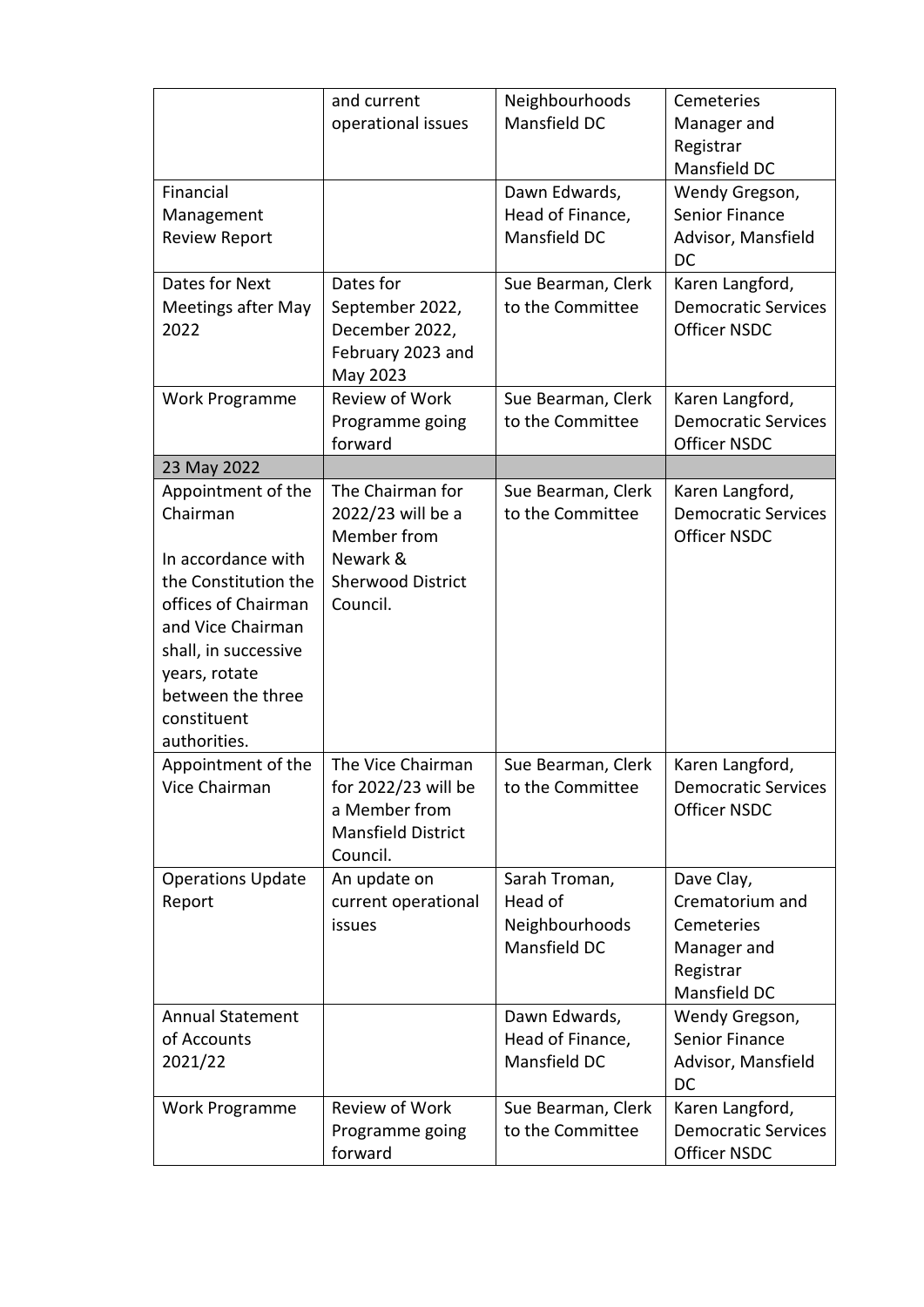| | | | |
|---|---|---|---|
| | and current operational issues | Neighbourhoods Mansfield DC | Cemeteries Manager and Registrar Mansfield DC |
| Financial Management Review Report | | Dawn Edwards, Head of Finance, Mansfield DC | Wendy Gregson, Senior Finance Advisor, Mansfield DC |
| Dates for Next Meetings after May 2022 | Dates for September 2022, December 2022, February 2023 and May 2023 | Sue Bearman, Clerk to the Committee | Karen Langford, Democratic Services Officer NSDC |
| Work Programme | Review of Work Programme going forward | Sue Bearman, Clerk to the Committee | Karen Langford, Democratic Services Officer NSDC |
| 23 May 2022 | | | |
| Appointment of the Chairman<br><br>In accordance with the Constitution the offices of Chairman and Vice Chairman shall, in successive years, rotate between the three constituent authorities. | The Chairman for 2022/23 will be a Member from Newark & Sherwood District Council. | Sue Bearman, Clerk to the Committee | Karen Langford, Democratic Services Officer NSDC |
| Appointment of the Vice Chairman | The Vice Chairman for 2022/23 will be a Member from Mansfield District Council. | Sue Bearman, Clerk to the Committee | Karen Langford, Democratic Services Officer NSDC |
| Operations Update Report | An update on current operational issues | Sarah Troman, Head of Neighbourhoods Mansfield DC | Dave Clay, Crematorium and Cemeteries Manager and Registrar Mansfield DC |
| Annual Statement of Accounts 2021/22 | | Dawn Edwards, Head of Finance, Mansfield DC | Wendy Gregson, Senior Finance Advisor, Mansfield DC |
| Work Programme | Review of Work Programme going forward | Sue Bearman, Clerk to the Committee | Karen Langford, Democratic Services Officer NSDC |